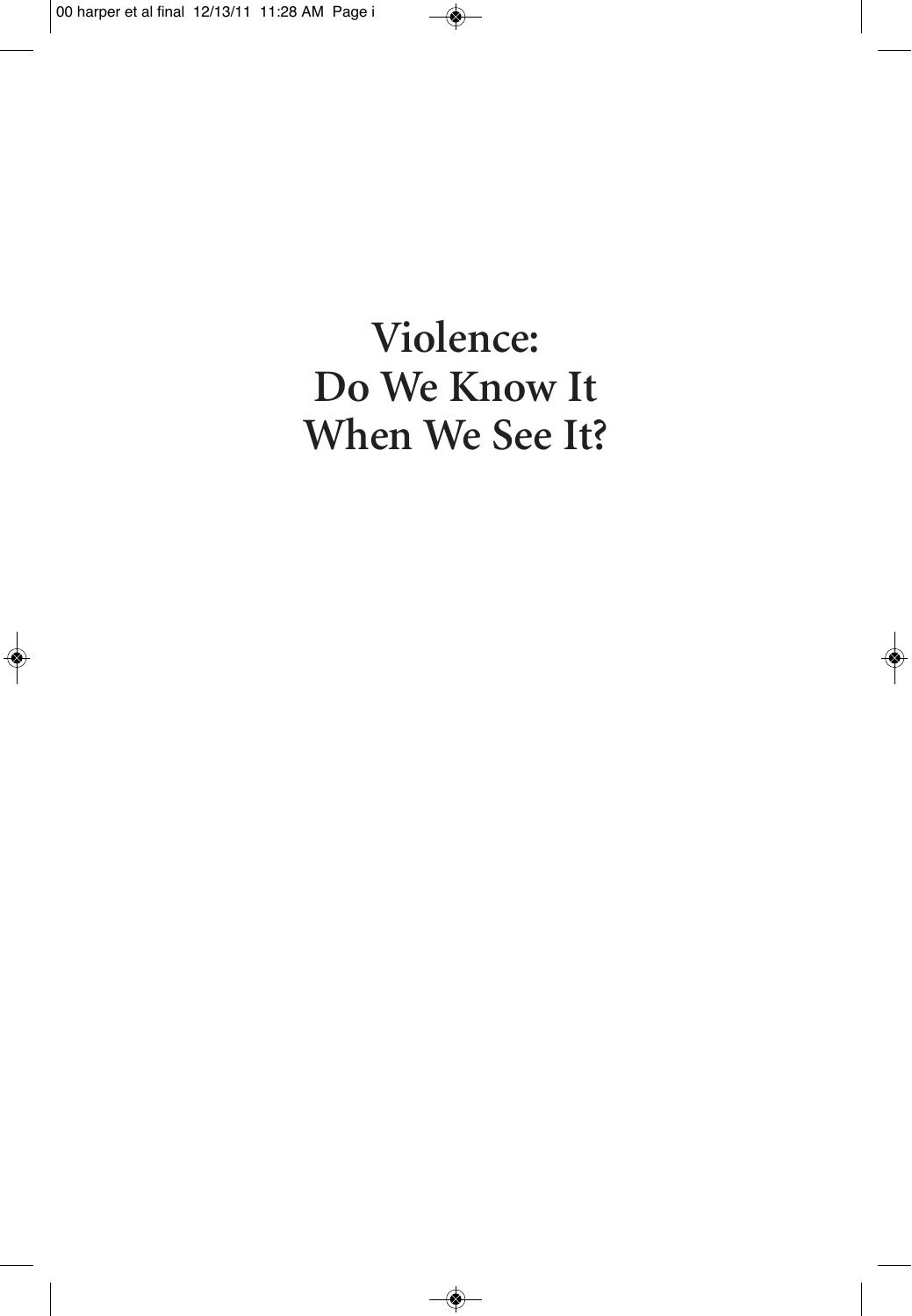# Violence: Do We Know It When We See It?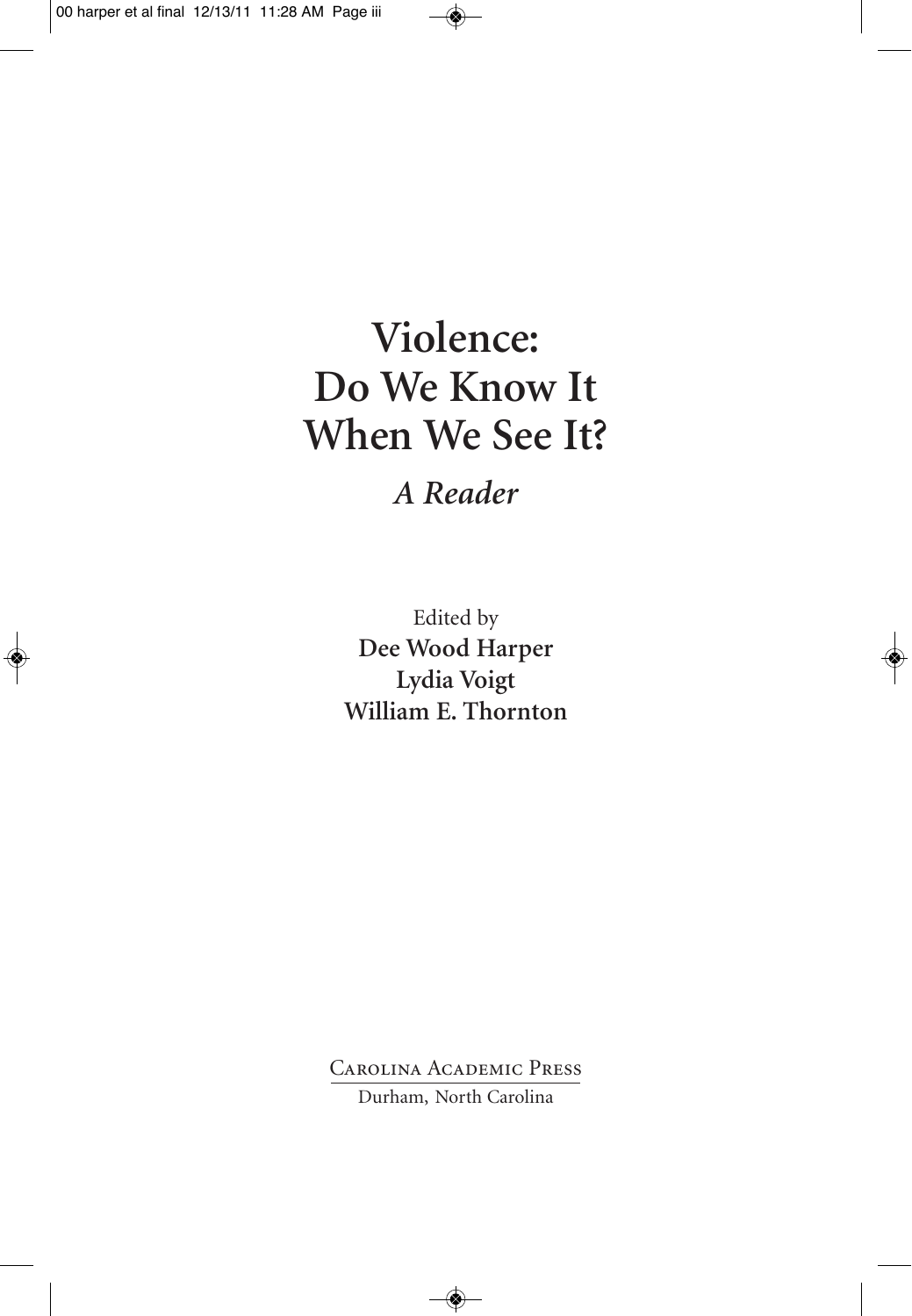# Violence: Do We Know It When We See It?

## *A Reader*

Edited by

**Dee Wood Harper**

**Lydia Voigt**

**William E. Thornton**

Carolina Academic Press

Durham, North Carolina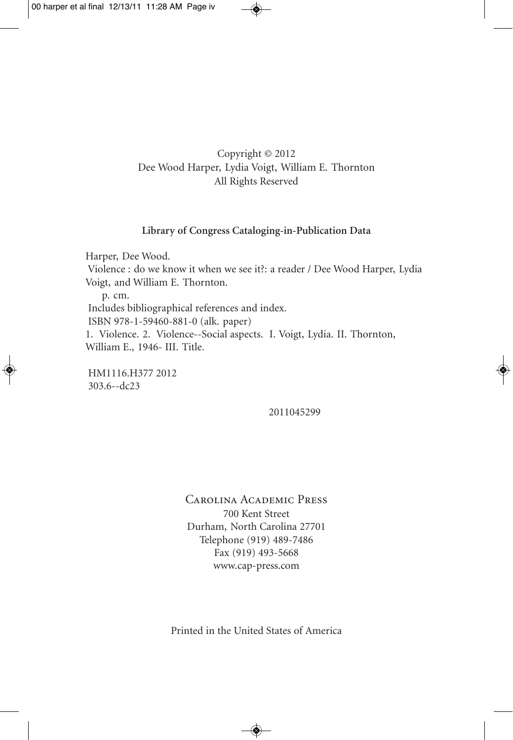Copyright © 2012
Dee Wood Harper, Lydia Voigt, William E. Thornton
All Rights Reserved

**Library of Congress Cataloging-in-Publication Data**

Harper, Dee Wood.
Violence : do we know it when we see it?: a reader / Dee Wood Harper, Lydia Voigt, and William E. Thornton.
p. cm.
Includes bibliographical references and index.
ISBN 978-1-59460-881-0 (alk. paper)
1. Violence. 2. Violence--Social aspects. I. Voigt, Lydia. II. Thornton, William E., 1946- III. Title.

HM1116.H377 2012
303.6--dc23

2011045299

Carolina Academic Press
700 Kent Street
Durham, North Carolina 27701
Telephone (919) 489-7486
Fax (919) 493-5668
www.cap-press.com

Printed in the United States of America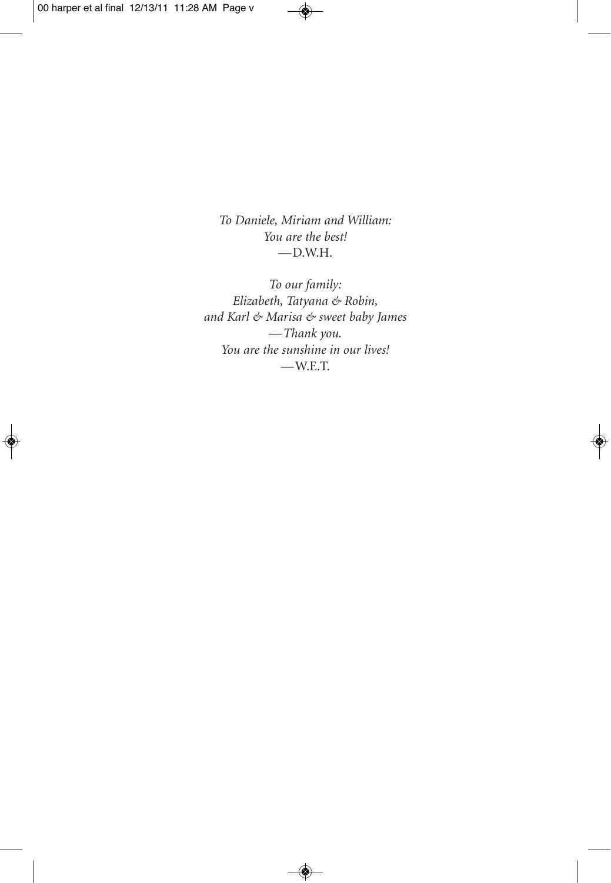*To Daniele, Miriam and William:*
*You are the best!*
—D.W.H.

*To our family:*
*Elizabeth, Tatyana & Robin,*
*and Karl & Marisa & sweet baby James*
*—Thank you.*
*You are the sunshine in our lives!*
—W.E.T.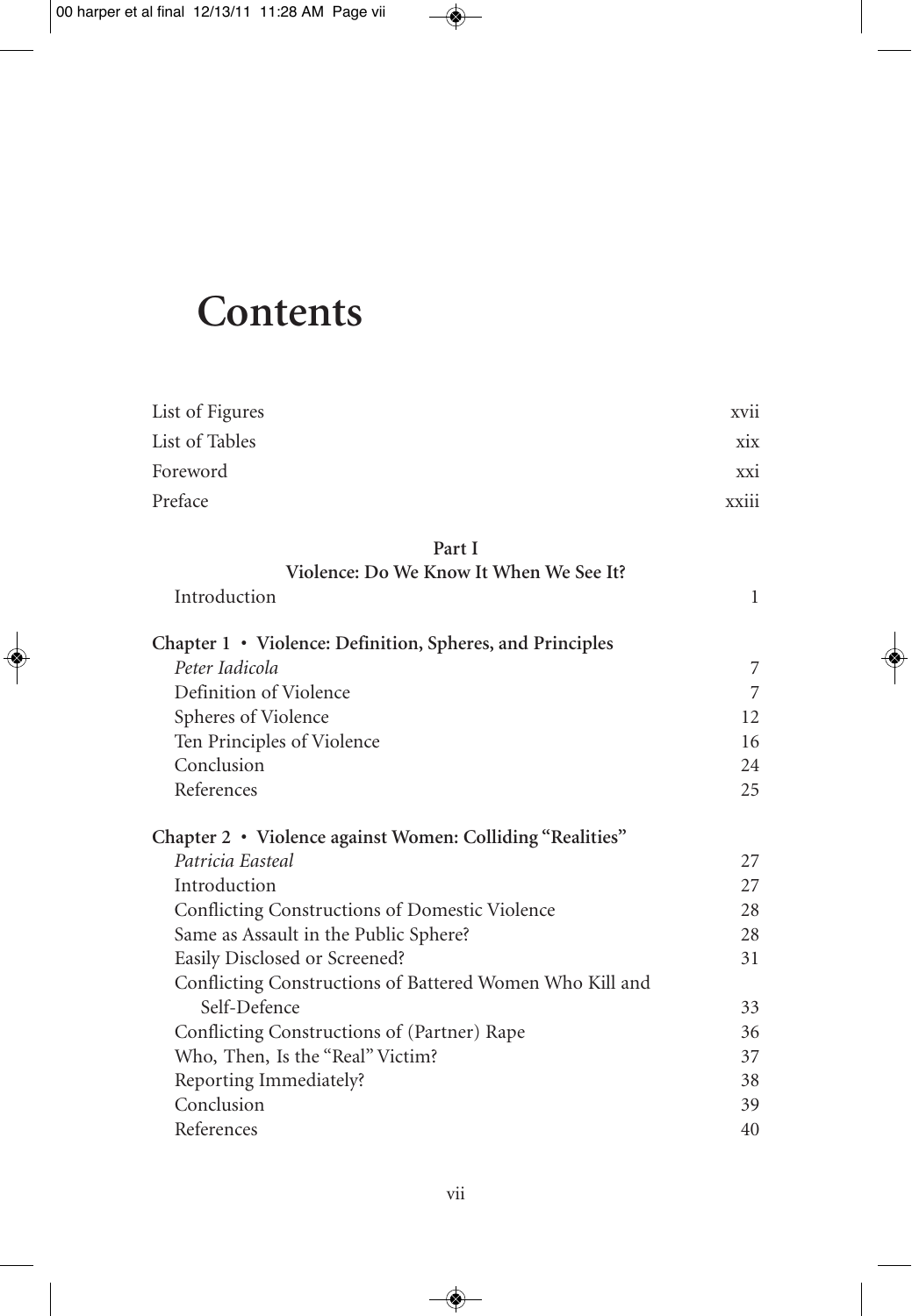# Contents

| | |
|---|---|
| List of Figures | xvii |
| List of Tables | xix |
| Foreword | xxi |
| Preface | xxiii |

**Part I**
**Violence: Do We Know It When We See It?**

| | |
|---|---|
| Introduction | 1 |

**Chapter 1 • Violence: Definition, Spheres, and Principles**

| | |
|---|---|
| *Peter Iadicola* | 7 |
| Definition of Violence | 7 |
| Spheres of Violence | 12 |
| Ten Principles of Violence | 16 |
| Conclusion | 24 |
| References | 25 |

**Chapter 2 • Violence against Women: Colliding "Realities"**

| | |
|---|---|
| *Patricia Easteal* | 27 |
| Introduction | 27 |
| Conflicting Constructions of Domestic Violence | 28 |
| Same as Assault in the Public Sphere? | 28 |
| Easily Disclosed or Screened? | 31 |
| Conflicting Constructions of Battered Women Who Kill and Self-Defence | 33 |
| Conflicting Constructions of (Partner) Rape | 36 |
| Who, Then, Is the "Real" Victim? | 37 |
| Reporting Immediately? | 38 |
| Conclusion | 39 |
| References | 40 |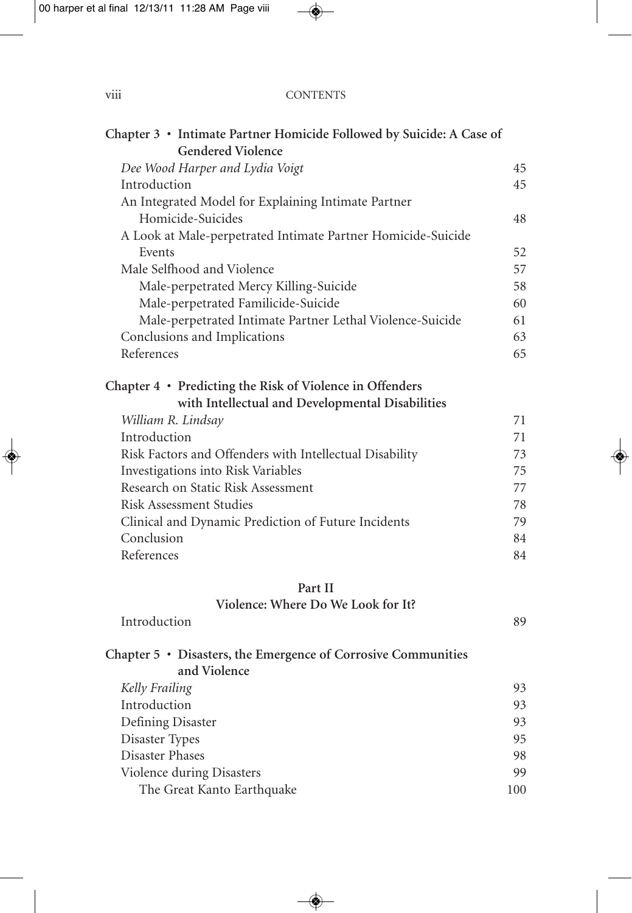**Chapter 3 • Intimate Partner Homicide Followed by Suicide: A Case of Gendered Violence**

*Dee Wood Harper and Lydia Voigt* 45

Introduction 45

An Integrated Model for Explaining Intimate Partner Homicide-Suicides 48

A Look at Male-perpetrated Intimate Partner Homicide-Suicide Events 52

Male Selfhood and Violence 57

- Male-perpetrated Mercy Killing-Suicide 58
- Male-perpetrated Familicide-Suicide 60
- Male-perpetrated Intimate Partner Lethal Violence-Suicide 61

Conclusions and Implications 63

References 65

**Chapter 4 • Predicting the Risk of Violence in Offenders with Intellectual and Developmental Disabilities**

*William R. Lindsay* 71

Introduction 71

Risk Factors and Offenders with Intellectual Disability 73

Investigations into Risk Variables 75

Research on Static Risk Assessment 77

Risk Assessment Studies 78

Clinical and Dynamic Prediction of Future Incidents 79

Conclusion 84

References 84

**Part II**

**Violence: Where Do We Look for It?**

Introduction 89

**Chapter 5 • Disasters, the Emergence of Corrosive Communities and Violence**

*Kelly Frailing* 93

Introduction 93

Defining Disaster 93

Disaster Types 95

Disaster Phases 98

Violence during Disasters 99

- The Great Kanto Earthquake 100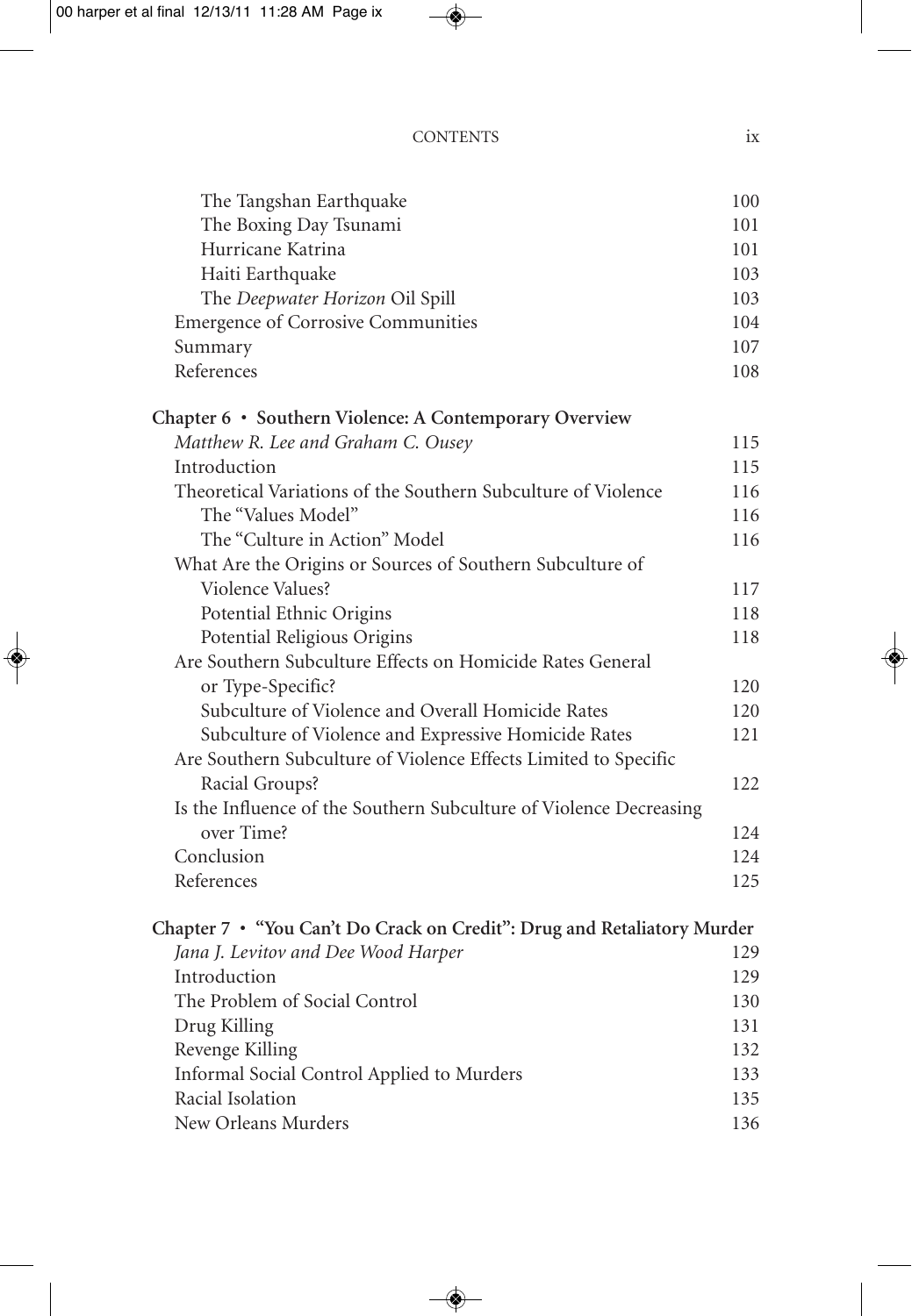| | |
|---|---|
| The Tangshan Earthquake | 100 |
| The Boxing Day Tsunami | 101 |
| Hurricane Katrina | 101 |
| Haiti Earthquake | 103 |
| The *Deepwater Horizon* Oil Spill | 103 |
| Emergence of Corrosive Communities | 104 |
| Summary | 107 |
| References | 108 |

**Chapter 6 • Southern Violence: A Contemporary Overview**

| | |
|---|---|
| *Matthew R. Lee and Graham C. Ousey* | 115 |
| Introduction | 115 |
| Theoretical Variations of the Southern Subculture of Violence | 116 |
| The "Values Model" | 116 |
| The "Culture in Action" Model | 116 |
| What Are the Origins or Sources of Southern Subculture of Violence Values? | 117 |
| Potential Ethnic Origins | 118 |
| Potential Religious Origins | 118 |
| Are Southern Subculture Effects on Homicide Rates General or Type-Specific? | 120 |
| Subculture of Violence and Overall Homicide Rates | 120 |
| Subculture of Violence and Expressive Homicide Rates | 121 |
| Are Southern Subculture of Violence Effects Limited to Specific Racial Groups? | 122 |
| Is the Influence of the Southern Subculture of Violence Decreasing over Time? | 124 |
| Conclusion | 124 |
| References | 125 |

**Chapter 7 • "You Can't Do Crack on Credit": Drug and Retaliatory Murder**

| | |
|---|---|
| *Jana J. Levitov and Dee Wood Harper* | 129 |
| Introduction | 129 |
| The Problem of Social Control | 130 |
| Drug Killing | 131 |
| Revenge Killing | 132 |
| Informal Social Control Applied to Murders | 133 |
| Racial Isolation | 135 |
| New Orleans Murders | 136 |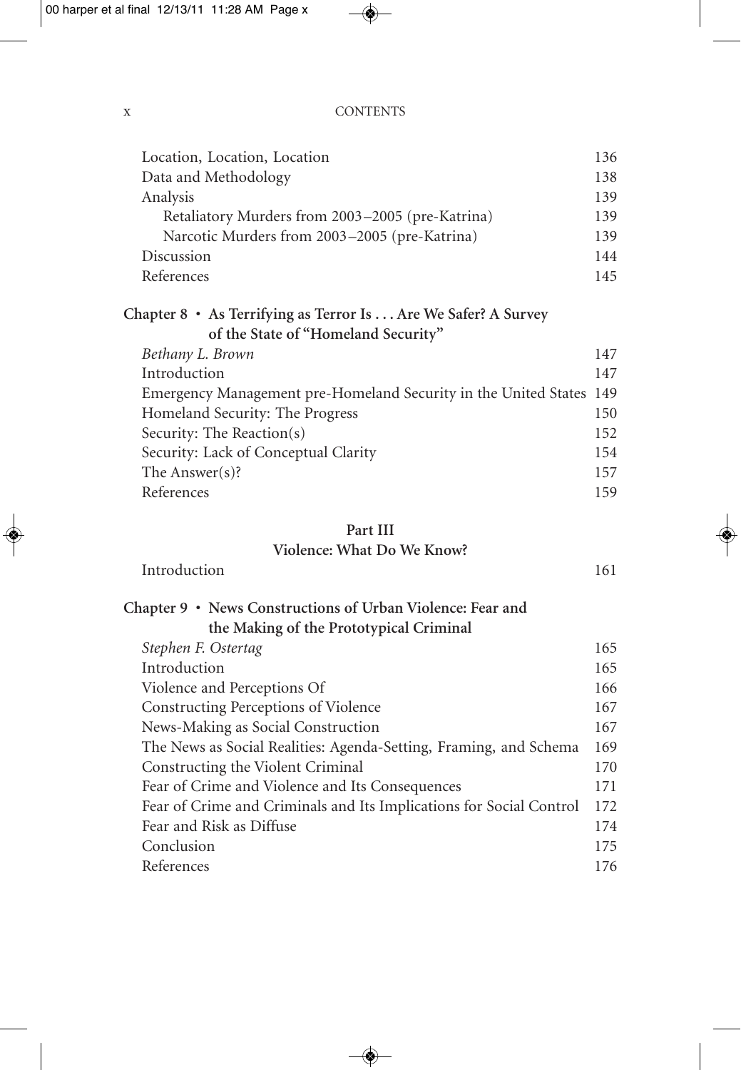Location, Location, Location 136
Data and Methodology 138
Analysis 139
    Retaliatory Murders from 2003–2005 (pre-Katrina) 139
    Narcotic Murders from 2003–2005 (pre-Katrina) 139
Discussion 144
References 145

**Chapter 8 • As Terrifying as Terror Is . . . Are We Safer? A Survey of the State of "Homeland Security"**

*Bethany L. Brown* 147
Introduction 147
Emergency Management pre-Homeland Security in the United States 149
Homeland Security: The Progress 150
Security: The Reaction(s) 152
Security: Lack of Conceptual Clarity 154
The Answer(s)? 157
References 159

**Part III**
**Violence: What Do We Know?**

Introduction 161

**Chapter 9 • News Constructions of Urban Violence: Fear and the Making of the Prototypical Criminal**

*Stephen F. Ostertag* 165
Introduction 165
Violence and Perceptions Of 166
Constructing Perceptions of Violence 167
News-Making as Social Construction 167
The News as Social Realities: Agenda-Setting, Framing, and Schema 169
Constructing the Violent Criminal 170
Fear of Crime and Violence and Its Consequences 171
Fear of Crime and Criminals and Its Implications for Social Control 172
Fear and Risk as Diffuse 174
Conclusion 175
References 176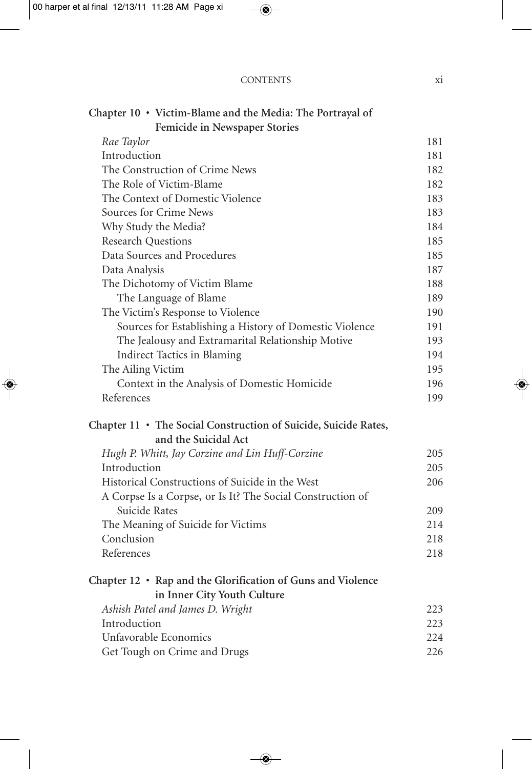**Chapter 10 • Victim-Blame and the Media: The Portrayal of Femicide in Newspaper Stories**

| | |
|---|---|
| *Rae Taylor* | 181 |
| Introduction | 181 |
| The Construction of Crime News | 182 |
| The Role of Victim-Blame | 182 |
| The Context of Domestic Violence | 183 |
| Sources for Crime News | 183 |
| Why Study the Media? | 184 |
| Research Questions | 185 |
| Data Sources and Procedures | 185 |
| Data Analysis | 187 |
| The Dichotomy of Victim Blame | 188 |
| The Language of Blame | 189 |
| The Victim's Response to Violence | 190 |
| Sources for Establishing a History of Domestic Violence | 191 |
| The Jealousy and Extramarital Relationship Motive | 193 |
| Indirect Tactics in Blaming | 194 |
| The Ailing Victim | 195 |
| Context in the Analysis of Domestic Homicide | 196 |
| References | 199 |

**Chapter 11 • The Social Construction of Suicide, Suicide Rates, and the Suicidal Act**

| | |
|---|---|
| *Hugh P. Whitt, Jay Corzine and Lin Huff-Corzine* | 205 |
| Introduction | 205 |
| Historical Constructions of Suicide in the West | 206 |
| A Corpse Is a Corpse, or Is It? The Social Construction of Suicide Rates | 209 |
| The Meaning of Suicide for Victims | 214 |
| Conclusion | 218 |
| References | 218 |

**Chapter 12 • Rap and the Glorification of Guns and Violence in Inner City Youth Culture**

| | |
|---|---|
| *Ashish Patel and James D. Wright* | 223 |
| Introduction | 223 |
| Unfavorable Economics | 224 |
| Get Tough on Crime and Drugs | 226 |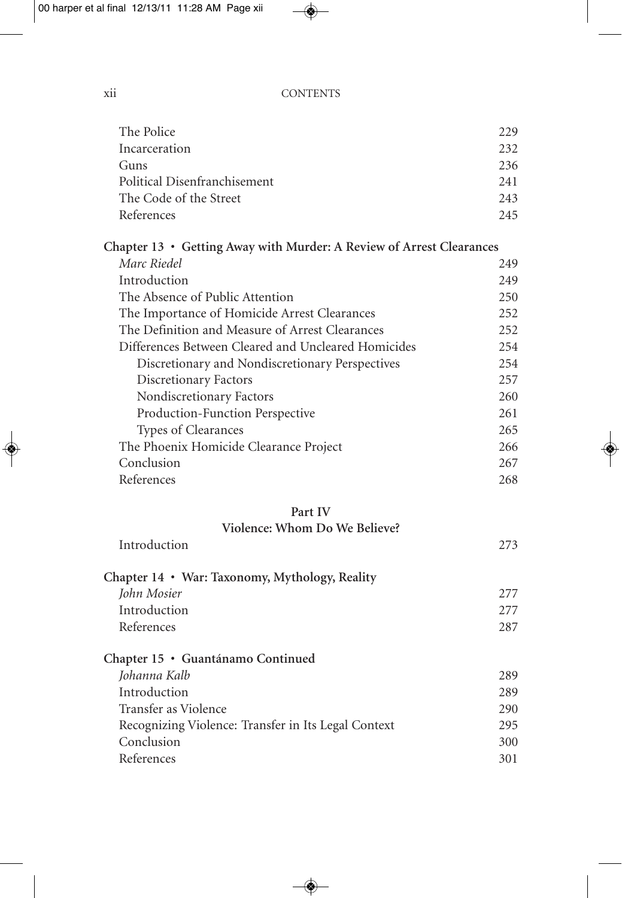| | |
|---|---|
| The Police | 229 |
| Incarceration | 232 |
| Guns | 236 |
| Political Disenfranchisement | 241 |
| The Code of the Street | 243 |
| References | 245 |

**Chapter 13 • Getting Away with Murder: A Review of Arrest Clearances**

| | |
|---|---|
| *Marc Riedel* | 249 |
| Introduction | 249 |
| The Absence of Public Attention | 250 |
| The Importance of Homicide Arrest Clearances | 252 |
| The Definition and Measure of Arrest Clearances | 252 |
| Differences Between Cleared and Uncleared Homicides | 254 |
| Discretionary and Nondiscretionary Perspectives | 254 |
| Discretionary Factors | 257 |
| Nondiscretionary Factors | 260 |
| Production-Function Perspective | 261 |
| Types of Clearances | 265 |
| The Phoenix Homicide Clearance Project | 266 |
| Conclusion | 267 |
| References | 268 |

**Part IV**
**Violence: Whom Do We Believe?**

| | |
|---|---|
| Introduction | 273 |

**Chapter 14 • War: Taxonomy, Mythology, Reality**

| | |
|---|---|
| *John Mosier* | 277 |
| Introduction | 277 |
| References | 287 |

**Chapter 15 • Guantánamo Continued**

| | |
|---|---|
| *Johanna Kalb* | 289 |
| Introduction | 289 |
| Transfer as Violence | 290 |
| Recognizing Violence: Transfer in Its Legal Context | 295 |
| Conclusion | 300 |
| References | 301 |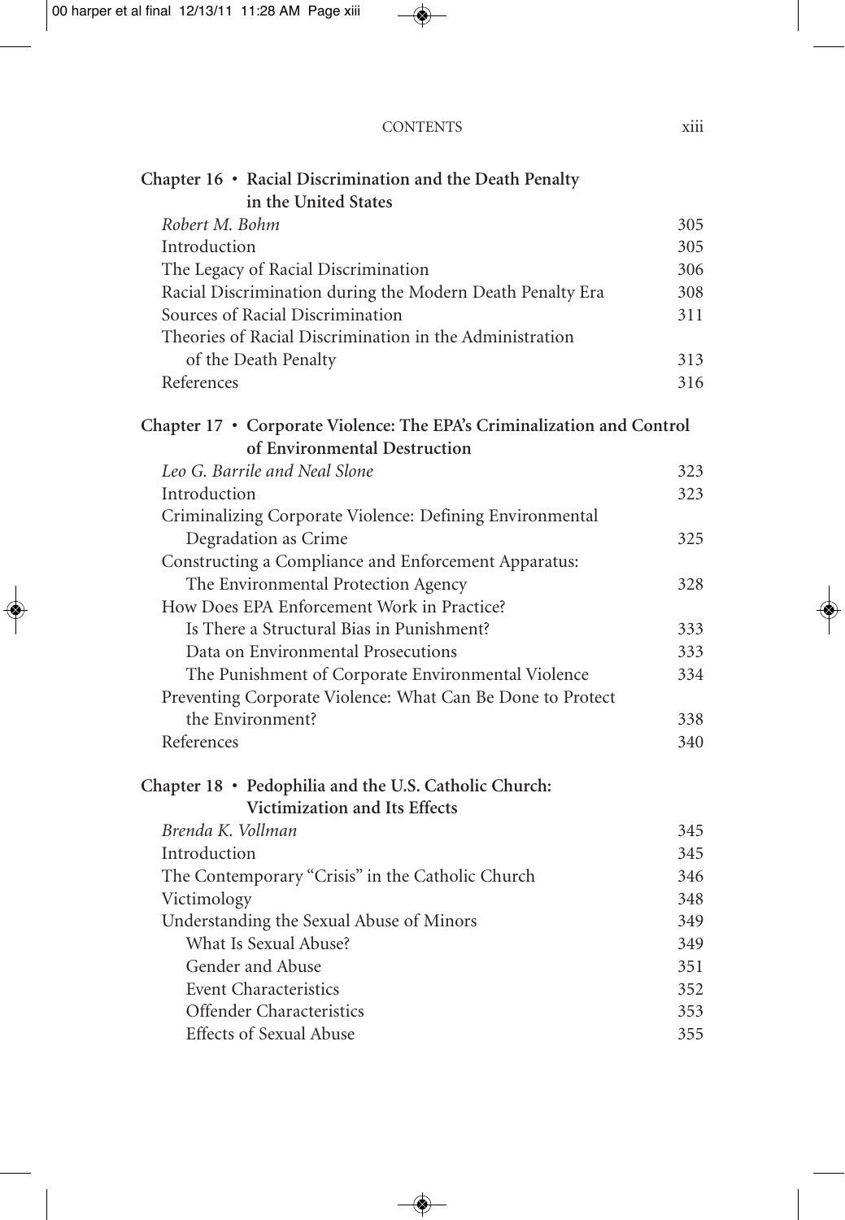**Chapter 16 • Racial Discrimination and the Death Penalty in the United States**

*Robert M. Bohm* 305

Introduction 305

The Legacy of Racial Discrimination 306

Racial Discrimination during the Modern Death Penalty Era 308

Sources of Racial Discrimination 311

Theories of Racial Discrimination in the Administration of the Death Penalty 313

References 316

**Chapter 17 • Corporate Violence: The EPA's Criminalization and Control of Environmental Destruction**

*Leo G. Barrile and Neal Slone* 323

Introduction 323

Criminalizing Corporate Violence: Defining Environmental Degradation as Crime 325

Constructing a Compliance and Enforcement Apparatus: The Environmental Protection Agency 328

How Does EPA Enforcement Work in Practice?

- Is There a Structural Bias in Punishment? 333
- Data on Environmental Prosecutions 333
- The Punishment of Corporate Environmental Violence 334

Preventing Corporate Violence: What Can Be Done to Protect the Environment? 338

References 340

**Chapter 18 • Pedophilia and the U.S. Catholic Church: Victimization and Its Effects**

*Brenda K. Vollman* 345

Introduction 345

The Contemporary "Crisis" in the Catholic Church 346

Victimology 348

Understanding the Sexual Abuse of Minors 349

- What Is Sexual Abuse? 349
- Gender and Abuse 351
- Event Characteristics 352
- Offender Characteristics 353
- Effects of Sexual Abuse 355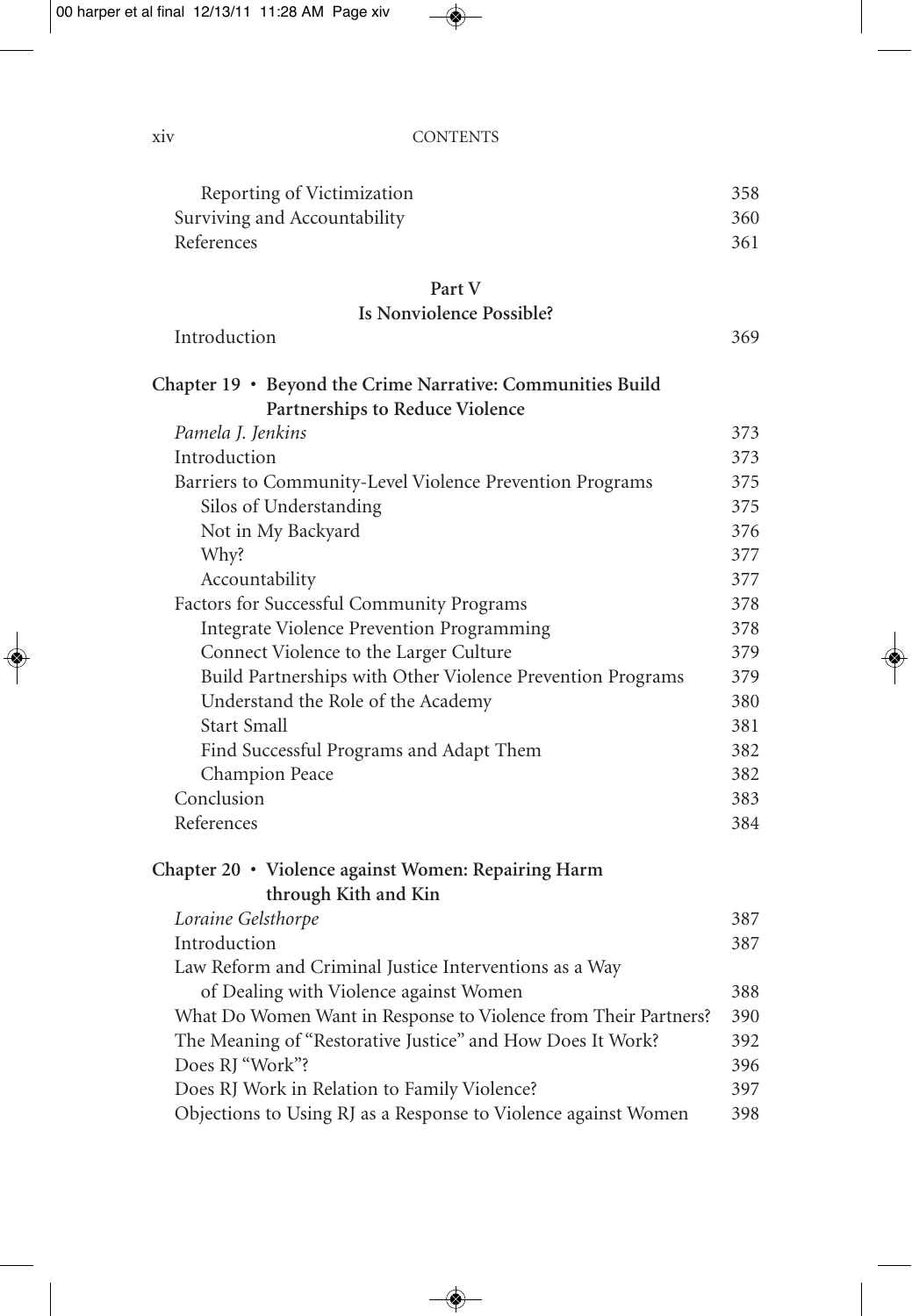Reporting of Victimization 358
Surviving and Accountability 360
References 361

## Part V
## Is Nonviolence Possible?

Introduction 369

**Chapter 19 • Beyond the Crime Narrative: Communities Build Partnerships to Reduce Violence**

*Pamela J. Jenkins* 373

Introduction 373

Barriers to Community-Level Violence Prevention Programs 375

- Silos of Understanding 375
- Not in My Backyard 376
- Why? 377
- Accountability 377

Factors for Successful Community Programs 378

- Integrate Violence Prevention Programming 378
- Connect Violence to the Larger Culture 379
- Build Partnerships with Other Violence Prevention Programs 379
- Understand the Role of the Academy 380
- Start Small 381
- Find Successful Programs and Adapt Them 382
- Champion Peace 382

Conclusion 383

References 384

**Chapter 20 • Violence against Women: Repairing Harm through Kith and Kin**

*Loraine Gelsthorpe* 387

Introduction 387

Law Reform and Criminal Justice Interventions as a Way of Dealing with Violence against Women 388

What Do Women Want in Response to Violence from Their Partners? 390

The Meaning of "Restorative Justice" and How Does It Work? 392

Does RJ "Work"? 396

Does RJ Work in Relation to Family Violence? 397

Objections to Using RJ as a Response to Violence against Women 398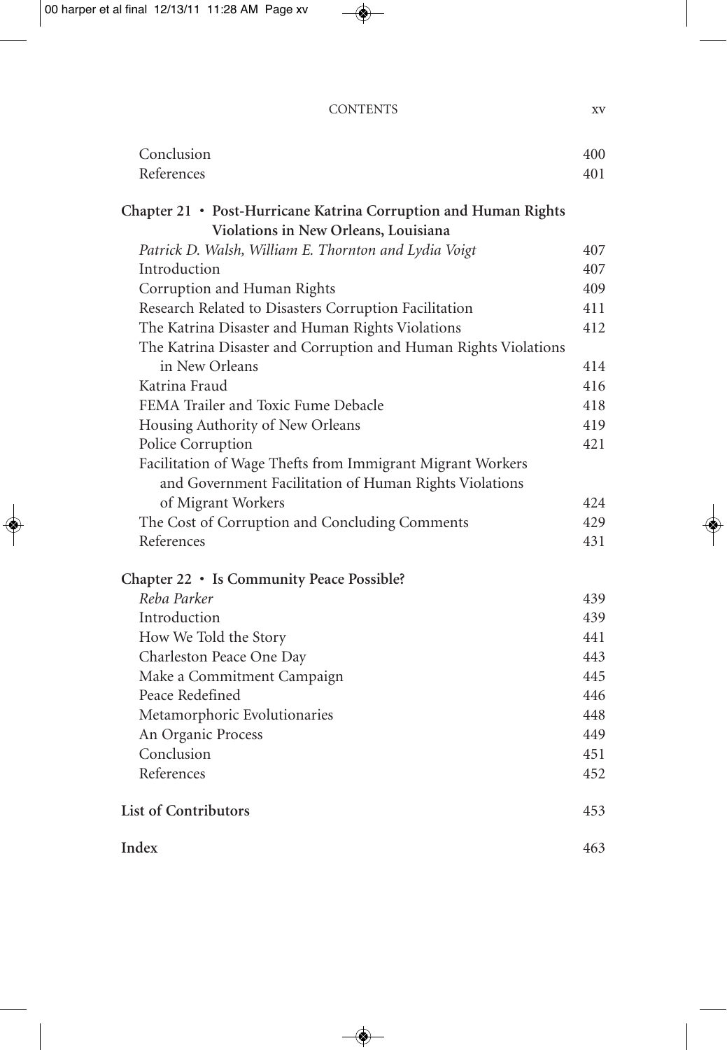Conclusion 400
References 401

**Chapter 21 • Post-Hurricane Katrina Corruption and Human Rights Violations in New Orleans, Louisiana**

*Patrick D. Walsh, William E. Thornton and Lydia Voigt* 407
Introduction 407
Corruption and Human Rights 409
Research Related to Disasters Corruption Facilitation 411
The Katrina Disaster and Human Rights Violations 412
The Katrina Disaster and Corruption and Human Rights Violations in New Orleans 414
Katrina Fraud 416
FEMA Trailer and Toxic Fume Debacle 418
Housing Authority of New Orleans 419
Police Corruption 421
Facilitation of Wage Thefts from Immigrant Migrant Workers and Government Facilitation of Human Rights Violations of Migrant Workers 424
The Cost of Corruption and Concluding Comments 429
References 431

**Chapter 22 • Is Community Peace Possible?**

*Reba Parker* 439
Introduction 439
How We Told the Story 441
Charleston Peace One Day 443
Make a Commitment Campaign 445
Peace Redefined 446
Metamorphoric Evolutionaries 448
An Organic Process 449
Conclusion 451
References 452

**List of Contributors** 453

**Index** 463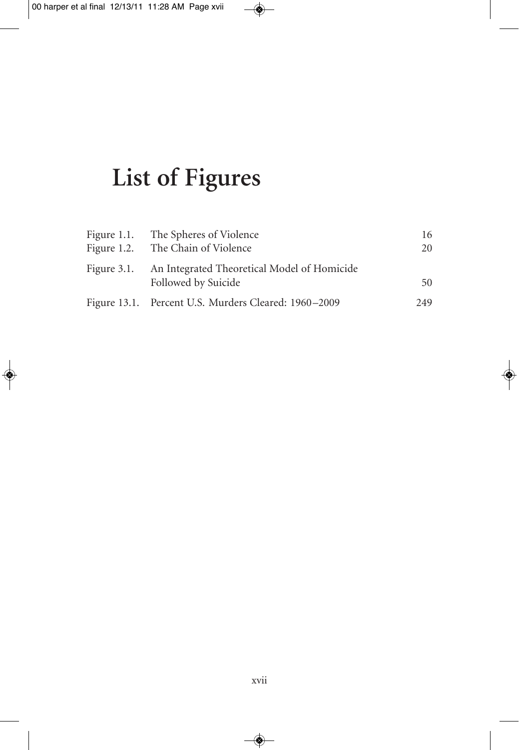# List of Figures

| | | |
|---|---|---|
| Figure 1.1. | The Spheres of Violence | 16 |
| Figure 1.2. | The Chain of Violence | 20 |
| Figure 3.1. | An Integrated Theoretical Model of Homicide Followed by Suicide | 50 |
| Figure 13.1. | Percent U.S. Murders Cleared: 1960–2009 | 249 |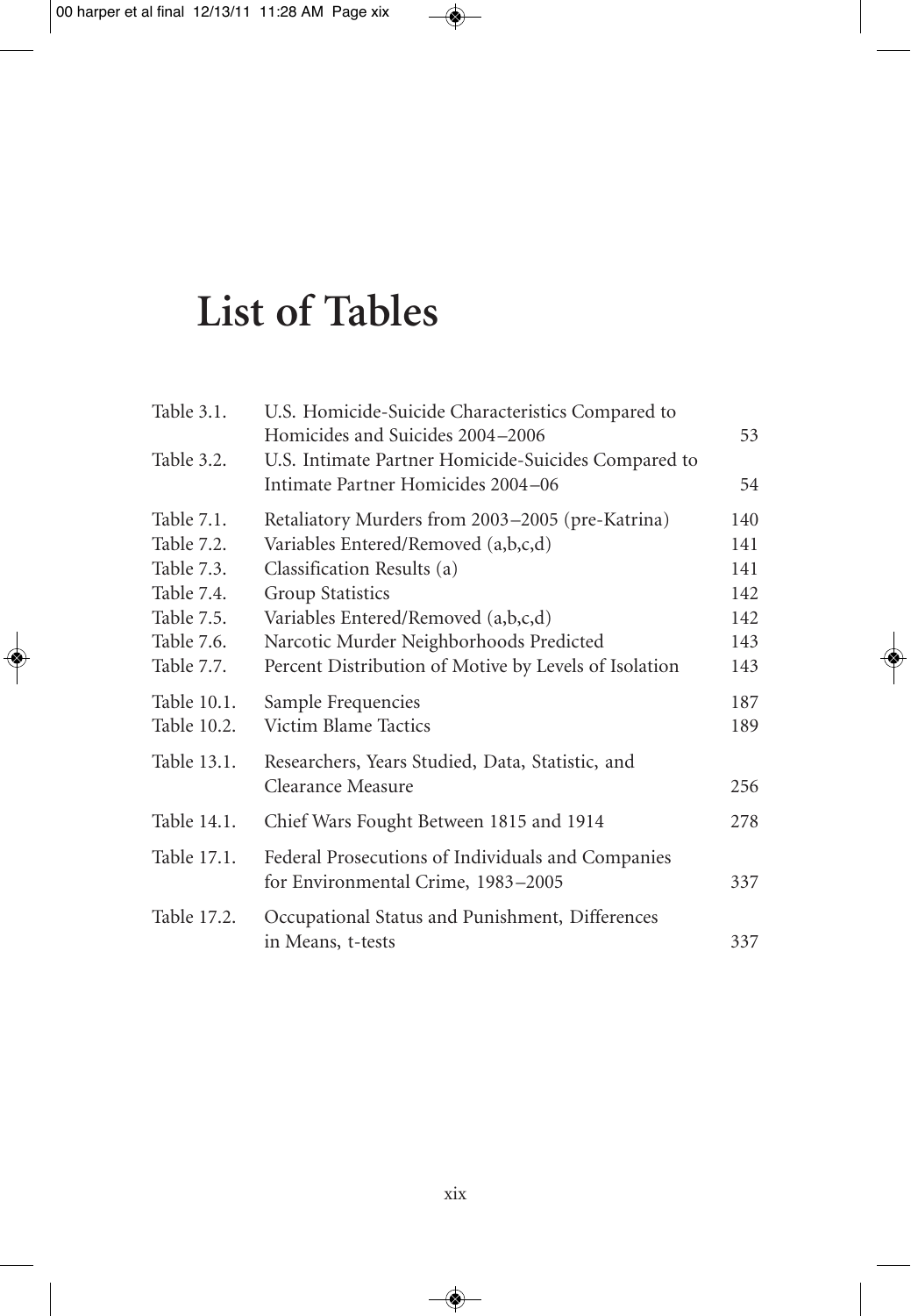# List of Tables

| | | |
|---|---|---|
| Table 3.1. | U.S. Homicide-Suicide Characteristics Compared to Homicides and Suicides 2004–2006 | 53 |
| Table 3.2. | U.S. Intimate Partner Homicide-Suicides Compared to Intimate Partner Homicides 2004–06 | 54 |
| Table 7.1. | Retaliatory Murders from 2003–2005 (pre-Katrina) | 140 |
| Table 7.2. | Variables Entered/Removed (a,b,c,d) | 141 |
| Table 7.3. | Classification Results (a) | 141 |
| Table 7.4. | Group Statistics | 142 |
| Table 7.5. | Variables Entered/Removed (a,b,c,d) | 142 |
| Table 7.6. | Narcotic Murder Neighborhoods Predicted | 143 |
| Table 7.7. | Percent Distribution of Motive by Levels of Isolation | 143 |
| Table 10.1. | Sample Frequencies | 187 |
| Table 10.2. | Victim Blame Tactics | 189 |
| Table 13.1. | Researchers, Years Studied, Data, Statistic, and Clearance Measure | 256 |
| Table 14.1. | Chief Wars Fought Between 1815 and 1914 | 278 |
| Table 17.1. | Federal Prosecutions of Individuals and Companies for Environmental Crime, 1983–2005 | 337 |
| Table 17.2. | Occupational Status and Punishment, Differences in Means, t-tests | 337 |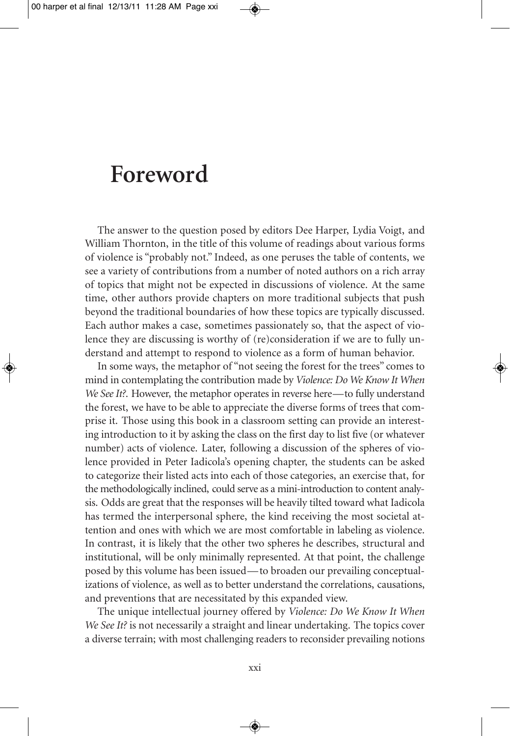# Foreword

The answer to the question posed by editors Dee Harper, Lydia Voigt, and William Thornton, in the title of this volume of readings about various forms of violence is "probably not." Indeed, as one peruses the table of contents, we see a variety of contributions from a number of noted authors on a rich array of topics that might not be expected in discussions of violence. At the same time, other authors provide chapters on more traditional subjects that push beyond the traditional boundaries of how these topics are typically discussed. Each author makes a case, sometimes passionately so, that the aspect of violence they are discussing is worthy of (re)consideration if we are to fully understand and attempt to respond to violence as a form of human behavior.

In some ways, the metaphor of "not seeing the forest for the trees" comes to mind in contemplating the contribution made by *Violence: Do We Know It When We See It?*. However, the metaphor operates in reverse here—to fully understand the forest, we have to be able to appreciate the diverse forms of trees that comprise it. Those using this book in a classroom setting can provide an interesting introduction to it by asking the class on the first day to list five (or whatever number) acts of violence. Later, following a discussion of the spheres of violence provided in Peter Iadicola's opening chapter, the students can be asked to categorize their listed acts into each of those categories, an exercise that, for the methodologically inclined, could serve as a mini-introduction to content analysis. Odds are great that the responses will be heavily tilted toward what Iadicola has termed the interpersonal sphere, the kind receiving the most societal attention and ones with which we are most comfortable in labeling as violence. In contrast, it is likely that the other two spheres he describes, structural and institutional, will be only minimally represented. At that point, the challenge posed by this volume has been issued—to broaden our prevailing conceptualizations of violence, as well as to better understand the correlations, causations, and preventions that are necessitated by this expanded view.

The unique intellectual journey offered by *Violence: Do We Know It When We See It?* is not necessarily a straight and linear undertaking. The topics cover a diverse terrain; with most challenging readers to reconsider prevailing notions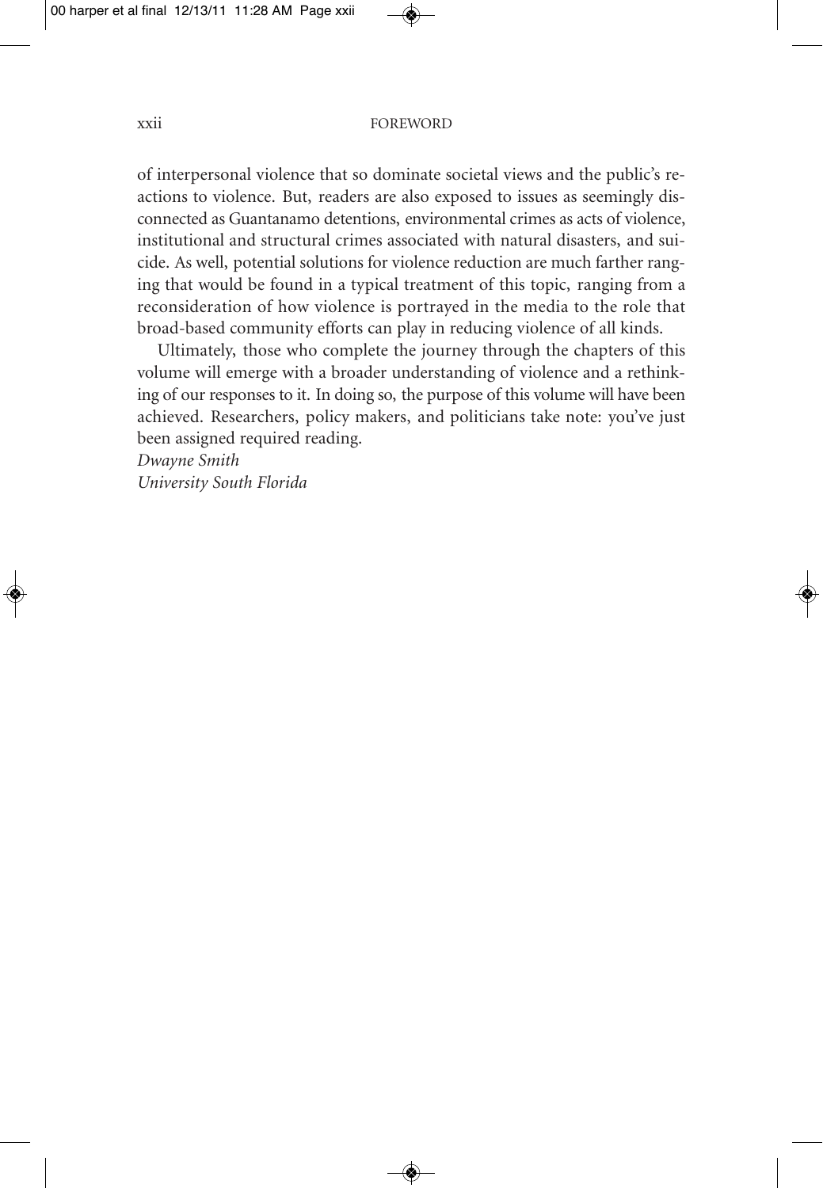of interpersonal violence that so dominate societal views and the public's reactions to violence. But, readers are also exposed to issues as seemingly disconnected as Guantanamo detentions, environmental crimes as acts of violence, institutional and structural crimes associated with natural disasters, and suicide. As well, potential solutions for violence reduction are much farther ranging that would be found in a typical treatment of this topic, ranging from a reconsideration of how violence is portrayed in the media to the role that broad-based community efforts can play in reducing violence of all kinds.

Ultimately, those who complete the journey through the chapters of this volume will emerge with a broader understanding of violence and a rethinking of our responses to it. In doing so, the purpose of this volume will have been achieved. Researchers, policy makers, and politicians take note: you've just been assigned required reading.

*Dwayne Smith*
*University South Florida*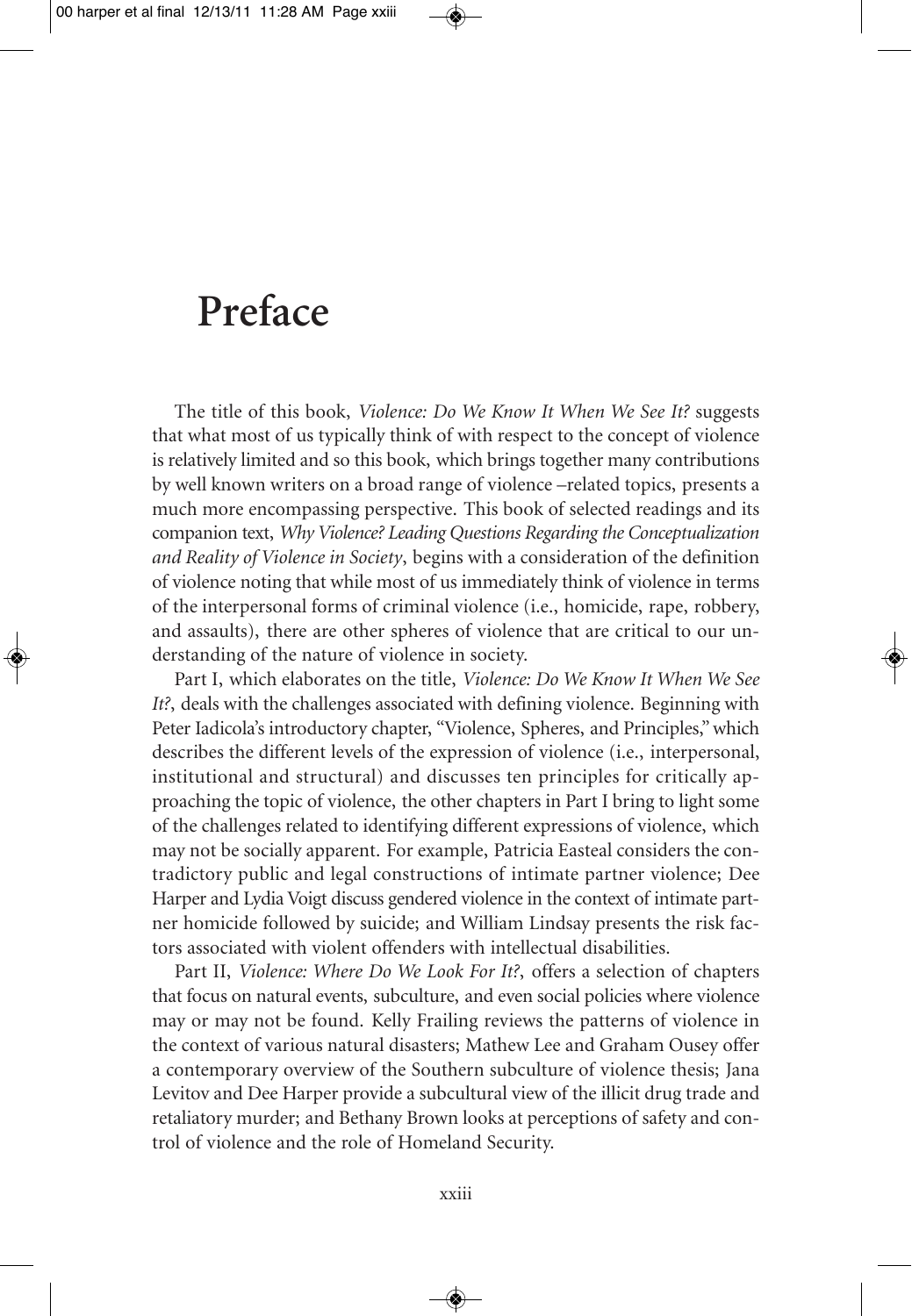# Preface

The title of this book, *Violence: Do We Know It When We See It?* suggests that what most of us typically think of with respect to the concept of violence is relatively limited and so this book, which brings together many contributions by well known writers on a broad range of violence –related topics, presents a much more encompassing perspective. This book of selected readings and its companion text, *Why Violence? Leading Questions Regarding the Conceptualization and Reality of Violence in Society*, begins with a consideration of the definition of violence noting that while most of us immediately think of violence in terms of the interpersonal forms of criminal violence (i.e., homicide, rape, robbery, and assaults), there are other spheres of violence that are critical to our understanding of the nature of violence in society.

Part I, which elaborates on the title, *Violence: Do We Know It When We See It?*, deals with the challenges associated with defining violence. Beginning with Peter Iadicola's introductory chapter, "Violence, Spheres, and Principles," which describes the different levels of the expression of violence (i.e., interpersonal, institutional and structural) and discusses ten principles for critically approaching the topic of violence, the other chapters in Part I bring to light some of the challenges related to identifying different expressions of violence, which may not be socially apparent. For example, Patricia Easteal considers the contradictory public and legal constructions of intimate partner violence; Dee Harper and Lydia Voigt discuss gendered violence in the context of intimate partner homicide followed by suicide; and William Lindsay presents the risk factors associated with violent offenders with intellectual disabilities.

Part II, *Violence: Where Do We Look For It?*, offers a selection of chapters that focus on natural events, subculture, and even social policies where violence may or may not be found. Kelly Frailing reviews the patterns of violence in the context of various natural disasters; Mathew Lee and Graham Ousey offer a contemporary overview of the Southern subculture of violence thesis; Jana Levitov and Dee Harper provide a subcultural view of the illicit drug trade and retaliatory murder; and Bethany Brown looks at perceptions of safety and control of violence and the role of Homeland Security.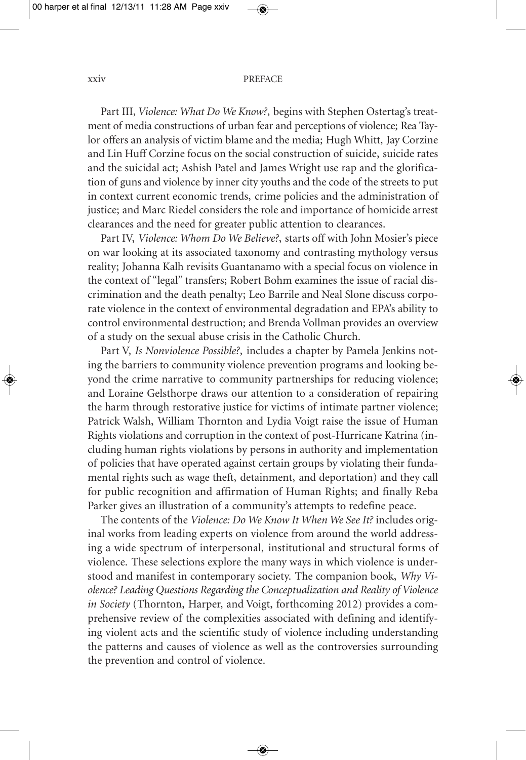Part III, *Violence: What Do We Know?*, begins with Stephen Ostertag's treatment of media constructions of urban fear and perceptions of violence; Rea Taylor offers an analysis of victim blame and the media; Hugh Whitt, Jay Corzine and Lin Huff Corzine focus on the social construction of suicide, suicide rates and the suicidal act; Ashish Patel and James Wright use rap and the glorification of guns and violence by inner city youths and the code of the streets to put in context current economic trends, crime policies and the administration of justice; and Marc Riedel considers the role and importance of homicide arrest clearances and the need for greater public attention to clearances.

Part IV, *Violence: Whom Do We Believe?*, starts off with John Mosier's piece on war looking at its associated taxonomy and contrasting mythology versus reality; Johanna Kalh revisits Guantanamo with a special focus on violence in the context of "legal" transfers; Robert Bohm examines the issue of racial discrimination and the death penalty; Leo Barrile and Neal Slone discuss corporate violence in the context of environmental degradation and EPA's ability to control environmental destruction; and Brenda Vollman provides an overview of a study on the sexual abuse crisis in the Catholic Church.

Part V, *Is Nonviolence Possible?*, includes a chapter by Pamela Jenkins noting the barriers to community violence prevention programs and looking beyond the crime narrative to community partnerships for reducing violence; and Loraine Gelsthorpe draws our attention to a consideration of repairing the harm through restorative justice for victims of intimate partner violence; Patrick Walsh, William Thornton and Lydia Voigt raise the issue of Human Rights violations and corruption in the context of post-Hurricane Katrina (including human rights violations by persons in authority and implementation of policies that have operated against certain groups by violating their fundamental rights such as wage theft, detainment, and deportation) and they call for public recognition and affirmation of Human Rights; and finally Reba Parker gives an illustration of a community's attempts to redefine peace.

The contents of the *Violence: Do We Know It When We See It?* includes original works from leading experts on violence from around the world addressing a wide spectrum of interpersonal, institutional and structural forms of violence. These selections explore the many ways in which violence is understood and manifest in contemporary society. The companion book, *Why Violence? Leading Questions Regarding the Conceptualization and Reality of Violence in Society* (Thornton, Harper, and Voigt, forthcoming 2012) provides a comprehensive review of the complexities associated with defining and identifying violent acts and the scientific study of violence including understanding the patterns and causes of violence as well as the controversies surrounding the prevention and control of violence.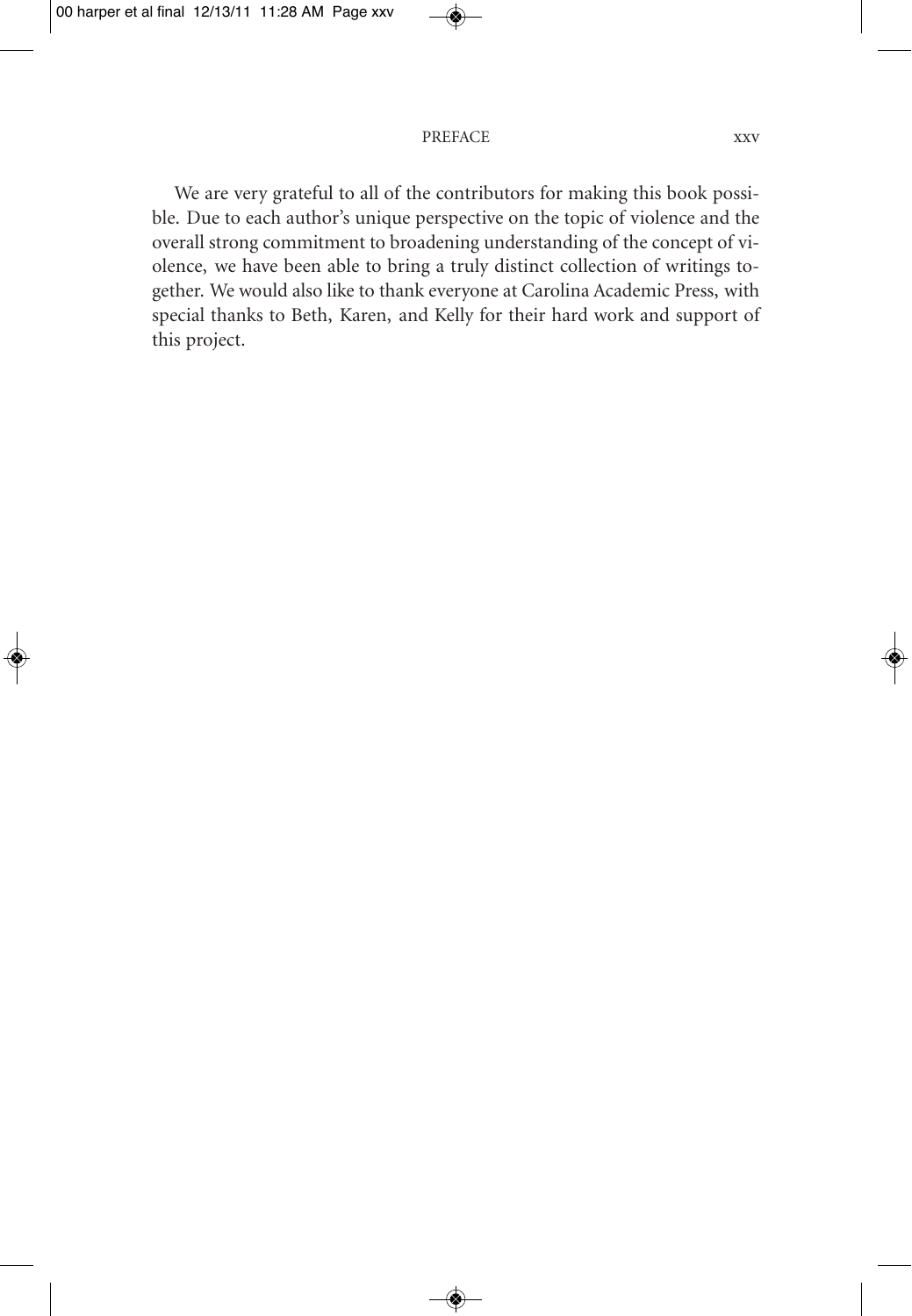We are very grateful to all of the contributors for making this book possible. Due to each author's unique perspective on the topic of violence and the overall strong commitment to broadening understanding of the concept of violence, we have been able to bring a truly distinct collection of writings together. We would also like to thank everyone at Carolina Academic Press, with special thanks to Beth, Karen, and Kelly for their hard work and support of this project.